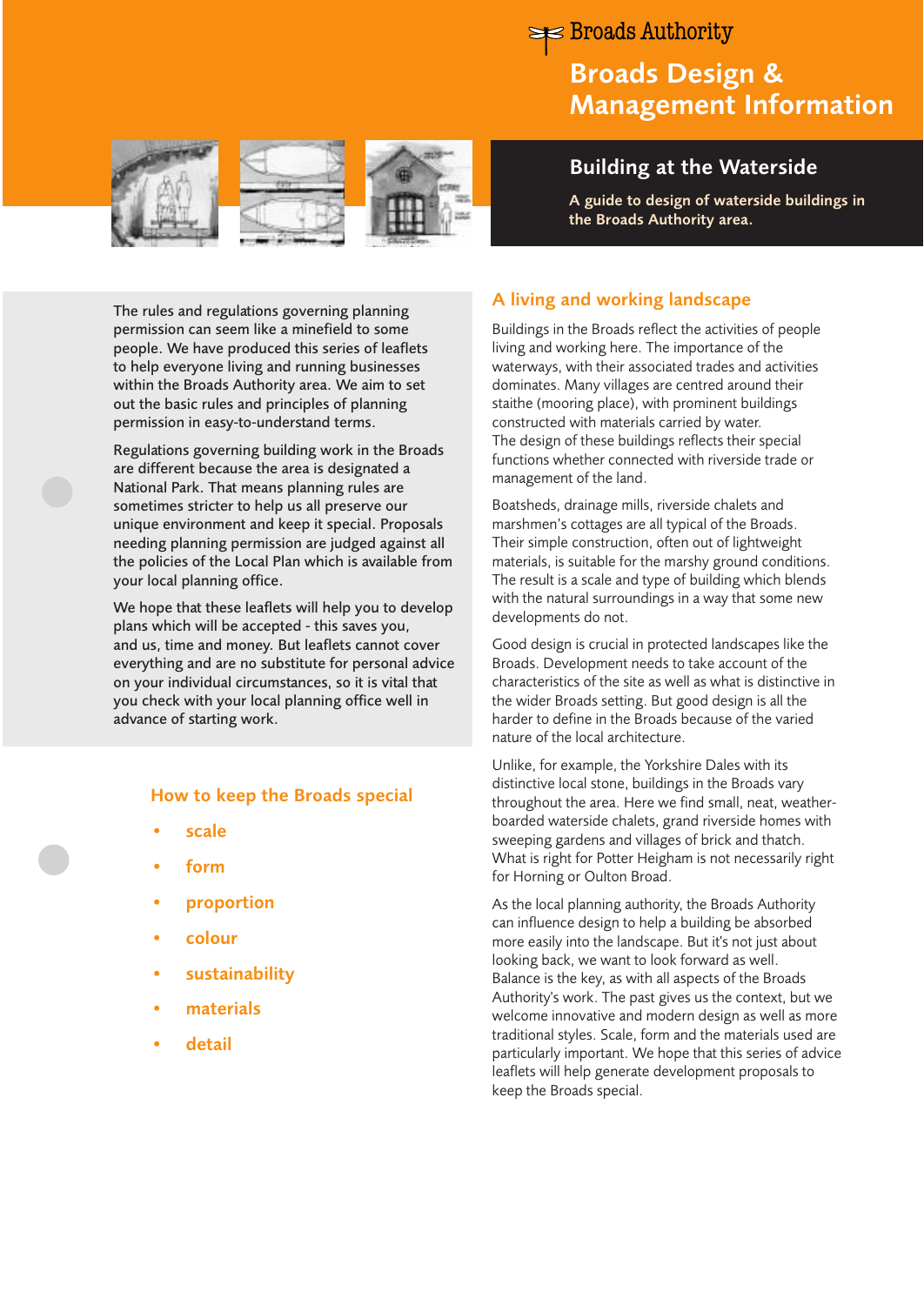Broads Authority

# Broads Design & Management Information

## Building at the Waterside

**A guide to design of waterside buildings in the Broads Authority area.**

The rules and regulations governing planning permission can seem like a minefield to some people. We have produced this series of leaflets to help everyone living and running businesses within the Broads Authority area. We aim to set out the basic rules and principles of planning permission in easy-to-understand terms.

Regulations governing building work in the Broads are different because the area is designated a National Park. That means planning rules are sometimes stricter to help us all preserve our unique environment and keep it special. Proposals needing planning permission are judged against all the policies of the Local Plan which is available from your local planning office.

We hope that these leaflets will help you to develop plans which will be accepted - this saves you, and us, time and money. But leaflets cannot cover everything and are no substitute for personal advice on your individual circumstances, so it is vital that you check with your local planning office well in advance of starting work.

### How to keep the Broads special

- scale
- form
- proportion
- colour
- sustainability
- materials
- detail

### A living and working landscape

Buildings in the Broads reflect the activities of people living and working here. The importance of the waterways, with their associated trades and activities dominates. Many villages are centred around their staithe (mooring place), with prominent buildings constructed with materials carried by water. The design of these buildings reflects their special functions whether connected with riverside trade or management of the land.

Boatsheds, drainage mills, riverside chalets and marshmen's cottages are all typical of the Broads. Their simple construction, often out of lightweight materials, is suitable for the marshy ground conditions. The result is a scale and type of building which blends with the natural surroundings in a way that some new developments do not.

Good design is crucial in protected landscapes like the Broads. Development needs to take account of the characteristics of the site as well as what is distinctive in the wider Broads setting. But good design is all the harder to define in the Broads because of the varied nature of the local architecture.

Unlike, for example, the Yorkshire Dales with its distinctive local stone, buildings in the Broads vary throughout the area. Here we find small, neat, weather-boarded waterside chalets, grand riverside homes with sweeping gardens and villages of brick and thatch. What is right for Potter Heigham is not necessarily right for Horning or Oulton Broad.

As the local planning authority, the Broads Authority can influence design to help a building be absorbed more easily into the landscape. But it's not just about looking back, we want to look forward as well. Balance is the key, as with all aspects of the Broads Authority's work. The past gives us the context, but we welcome innovative and modern design as well as more traditional styles. Scale, form and the materials used are particularly important. We hope that this series of advice leaflets will help generate development proposals to keep the Broads special.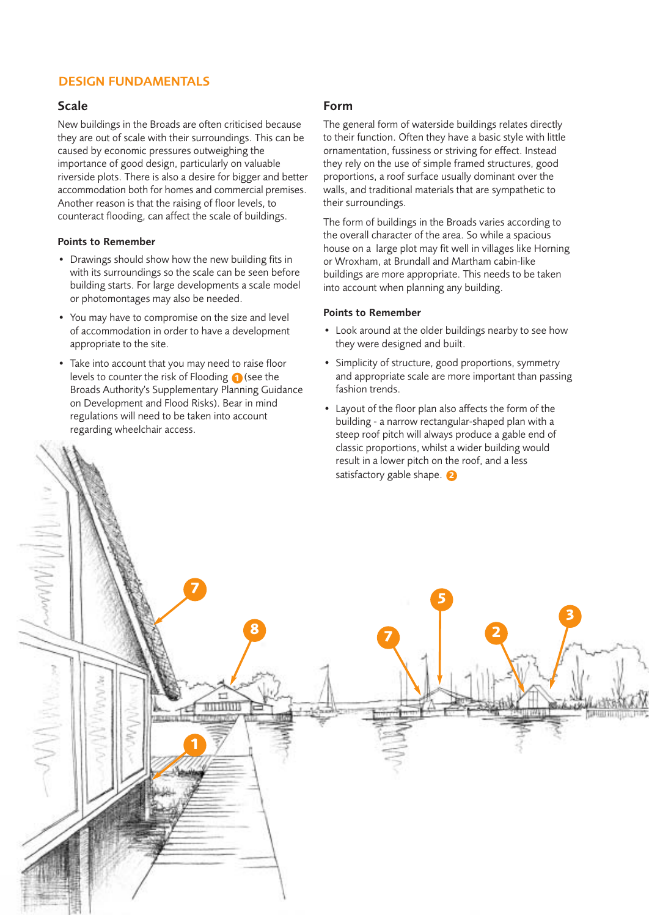## DESIGN FUNDAMENTALS

### Scale

New buildings in the Broads are often criticised because they are out of scale with their surroundings. This can be caused by economic pressures outweighing the importance of good design, particularly on valuable riverside plots. There is also a desire for bigger and better accommodation both for homes and commercial premises. Another reason is that the raising of floor levels, to counteract flooding, can affect the scale of buildings.

#### Points to Remember

- Drawings should show how the new building fits in with its surroundings so the scale can be seen before building starts. For large developments a scale model or photomontages may also be needed.
- You may have to compromise on the size and level of accommodation in order to have a development appropriate to the site.
- Take into account that you may need to raise floor levels to counter the risk of Flooding 1 (see the Broads Authority's Supplementary Planning Guidance on Development and Flood Risks). Bear in mind regulations will need to be taken into account regarding wheelchair access.

### Form

The general form of waterside buildings relates directly to their function. Often they have a basic style with little ornamentation, fussiness or striving for effect. Instead they rely on the use of simple framed structures, good proportions, a roof surface usually dominant over the walls, and traditional materials that are sympathetic to their surroundings.

The form of buildings in the Broads varies according to the overall character of the area. So while a spacious house on a large plot may fit well in villages like Horning or Wroxham, at Brundall and Martham cabin-like buildings are more appropriate. This needs to be taken into account when planning any building.

#### Points to Remember

- Look around at the older buildings nearby to see how they were designed and built.
- Simplicity of structure, good proportions, symmetry and appropriate scale are more important than passing fashion trends.
- Layout of the floor plan also affects the form of the building - a narrow rectangular-shaped plan with a steep roof pitch will always produce a gable end of classic proportions, whilst a wider building would result in a lower pitch on the roof, and a less satisfactory gable shape. 2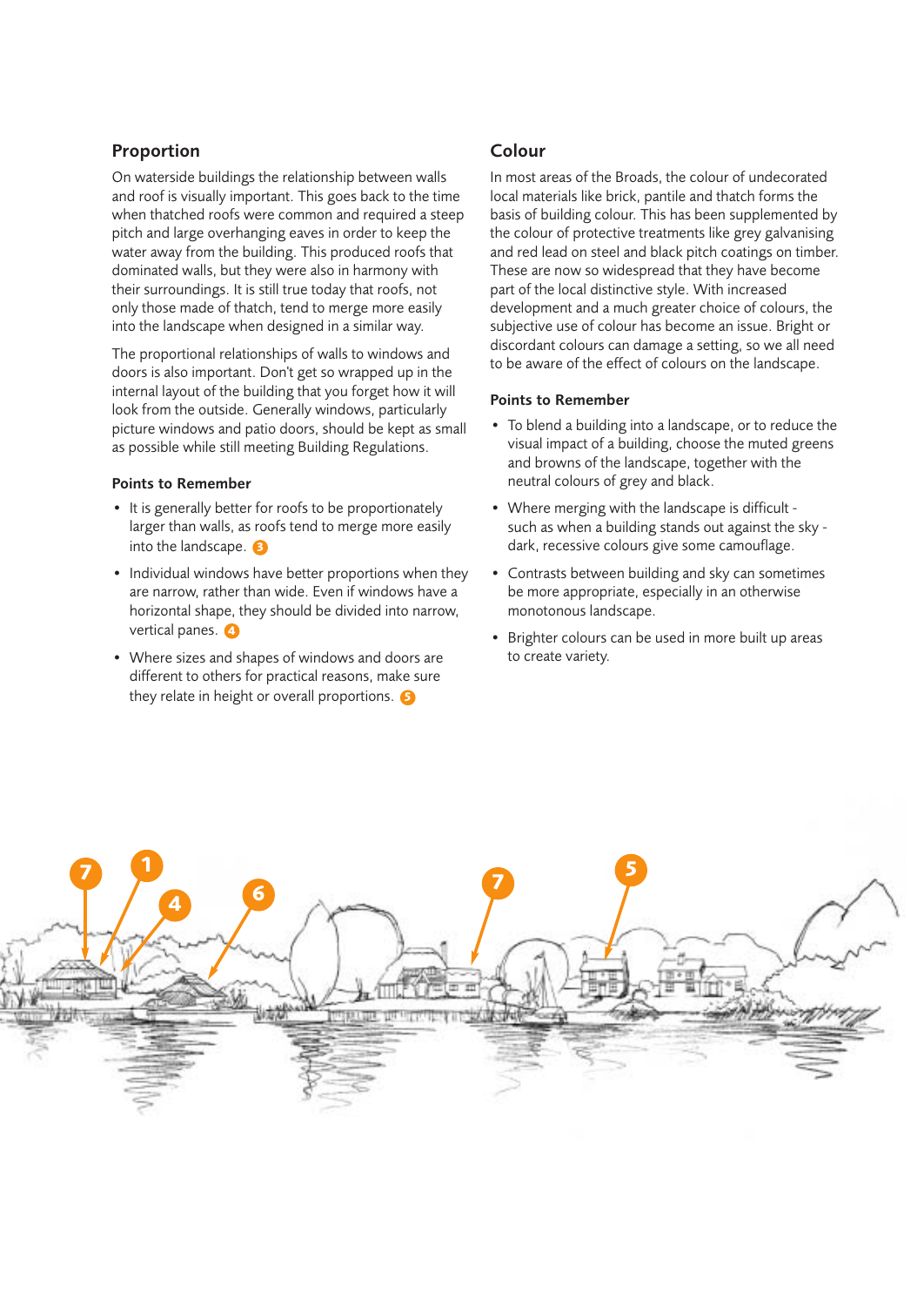## Proportion

On waterside buildings the relationship between walls and roof is visually important. This goes back to the time when thatched roofs were common and required a steep pitch and large overhanging eaves in order to keep the water away from the building. This produced roofs that dominated walls, but they were also in harmony with their surroundings. It is still true today that roofs, not only those made of thatch, tend to merge more easily into the landscape when designed in a similar way.

The proportional relationships of walls to windows and doors is also important. Don't get so wrapped up in the internal layout of the building that you forget how it will look from the outside. Generally windows, particularly picture windows and patio doors, should be kept as small as possible while still meeting Building Regulations.

### Points to Remember

- It is generally better for roofs to be proportionately larger than walls, as roofs tend to merge more easily into the landscape. 3
- Individual windows have better proportions when they are narrow, rather than wide. Even if windows have a horizontal shape, they should be divided into narrow, vertical panes. 4
- Where sizes and shapes of windows and doors are different to others for practical reasons, make sure they relate in height or overall proportions. 5

## Colour

In most areas of the Broads, the colour of undecorated local materials like brick, pantile and thatch forms the basis of building colour. This has been supplemented by the colour of protective treatments like grey galvanising and red lead on steel and black pitch coatings on timber. These are now so widespread that they have become part of the local distinctive style. With increased development and a much greater choice of colours, the subjective use of colour has become an issue. Bright or discordant colours can damage a setting, so we all need to be aware of the effect of colours on the landscape.

### Points to Remember

- To blend a building into a landscape, or to reduce the visual impact of a building, choose the muted greens and browns of the landscape, together with the neutral colours of grey and black.
- Where merging with the landscape is difficult - such as when a building stands out against the sky - dark, recessive colours give some camouflage.
- Contrasts between building and sky can sometimes be more appropriate, especially in an otherwise monotonous landscape.
- Brighter colours can be used in more built up areas to create variety.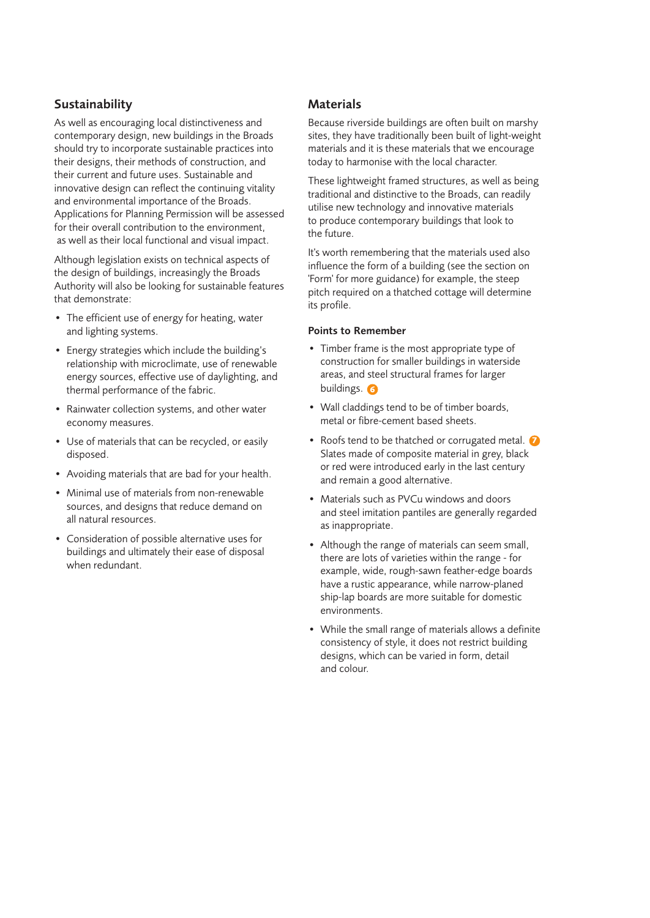## Sustainability

As well as encouraging local distinctiveness and contemporary design, new buildings in the Broads should try to incorporate sustainable practices into their designs, their methods of construction, and their current and future uses. Sustainable and innovative design can reflect the continuing vitality and environmental importance of the Broads. Applications for Planning Permission will be assessed for their overall contribution to the environment, as well as their local functional and visual impact.

Although legislation exists on technical aspects of the design of buildings, increasingly the Broads Authority will also be looking for sustainable features that demonstrate:

- The efficient use of energy for heating, water and lighting systems.
- Energy strategies which include the building's relationship with microclimate, use of renewable energy sources, effective use of daylighting, and thermal performance of the fabric.
- Rainwater collection systems, and other water economy measures.
- Use of materials that can be recycled, or easily disposed.
- Avoiding materials that are bad for your health.
- Minimal use of materials from non-renewable sources, and designs that reduce demand on all natural resources.
- Consideration of possible alternative uses for buildings and ultimately their ease of disposal when redundant.

## Materials

Because riverside buildings are often built on marshy sites, they have traditionally been built of light-weight materials and it is these materials that we encourage today to harmonise with the local character.

These lightweight framed structures, as well as being traditional and distinctive to the Broads, can readily utilise new technology and innovative materials to produce contemporary buildings that look to the future.

It's worth remembering that the materials used also influence the form of a building (see the section on 'Form' for more guidance) for example, the steep pitch required on a thatched cottage will determine its profile.

**Points to Remember**

- Timber frame is the most appropriate type of construction for smaller buildings in waterside areas, and steel structural frames for larger buildings. 6
- Wall claddings tend to be of timber boards, metal or fibre-cement based sheets.
- Roofs tend to be thatched or corrugated metal. 7 Slates made of composite material in grey, black or red were introduced early in the last century and remain a good alternative.
- Materials such as PVCu windows and doors and steel imitation pantiles are generally regarded as inappropriate.
- Although the range of materials can seem small, there are lots of varieties within the range - for example, wide, rough-sawn feather-edge boards have a rustic appearance, while narrow-planed ship-lap boards are more suitable for domestic environments.
- While the small range of materials allows a definite consistency of style, it does not restrict building designs, which can be varied in form, detail and colour.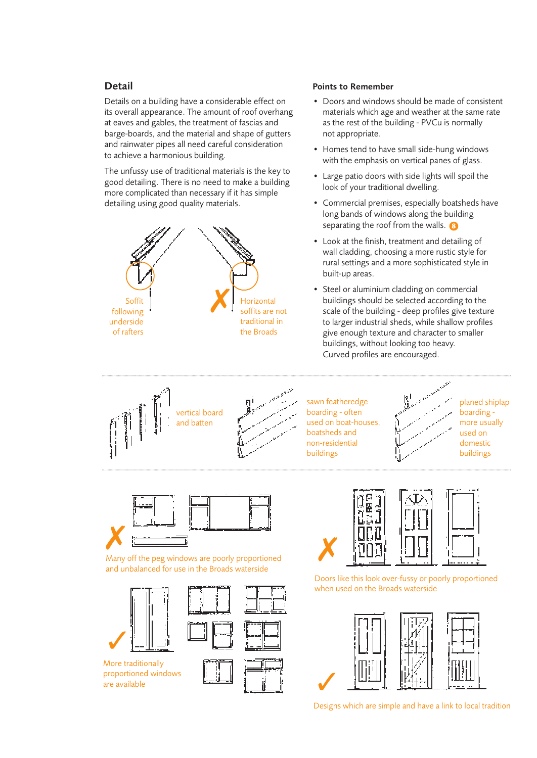## Detail

Details on a building have a considerable effect on its overall appearance. The amount of roof overhang at eaves and gables, the treatment of fascias and barge-boards, and the material and shape of gutters and rainwater pipes all need careful consideration to achieve a harmonious building.

The unfussy use of traditional materials is the key to good detailing. There is no need to make a building more complicated than necessary if it has simple detailing using good quality materials.

Soffit following underside of rafters

✗ Horizontal soffits are not traditional in the Broads

### Points to Remember

- Doors and windows should be made of consistent materials which age and weather at the same rate as the rest of the building - PVCu is normally not appropriate.
- Homes tend to have small side-hung windows with the emphasis on vertical panes of glass.
- Large patio doors with side lights will spoil the look of your traditional dwelling.
- Commercial premises, especially boatsheds have long bands of windows along the building separating the roof from the walls. 8
- Look at the finish, treatment and detailing of wall cladding, choosing a more rustic style for rural settings and a more sophisticated style in built-up areas.
- Steel or aluminium cladding on commercial buildings should be selected according to the scale of the building - deep profiles give texture to larger industrial sheds, while shallow profiles give enough texture and character to smaller buildings, without looking too heavy. Curved profiles are encouraged.

vertical board and batten

sawn featheredge boarding - often used on boat-houses, boatsheds and non-residential buildings

planed shiplap boarding - more usually used on domestic buildings

✗ Many off the peg windows are poorly proportioned and unbalanced for use in the Broads waterside

✗ Doors like this look over-fussy or poorly proportioned when used on the Broads waterside

✓ More traditionally proportioned windows are available

✓ Designs which are simple and have a link to local tradition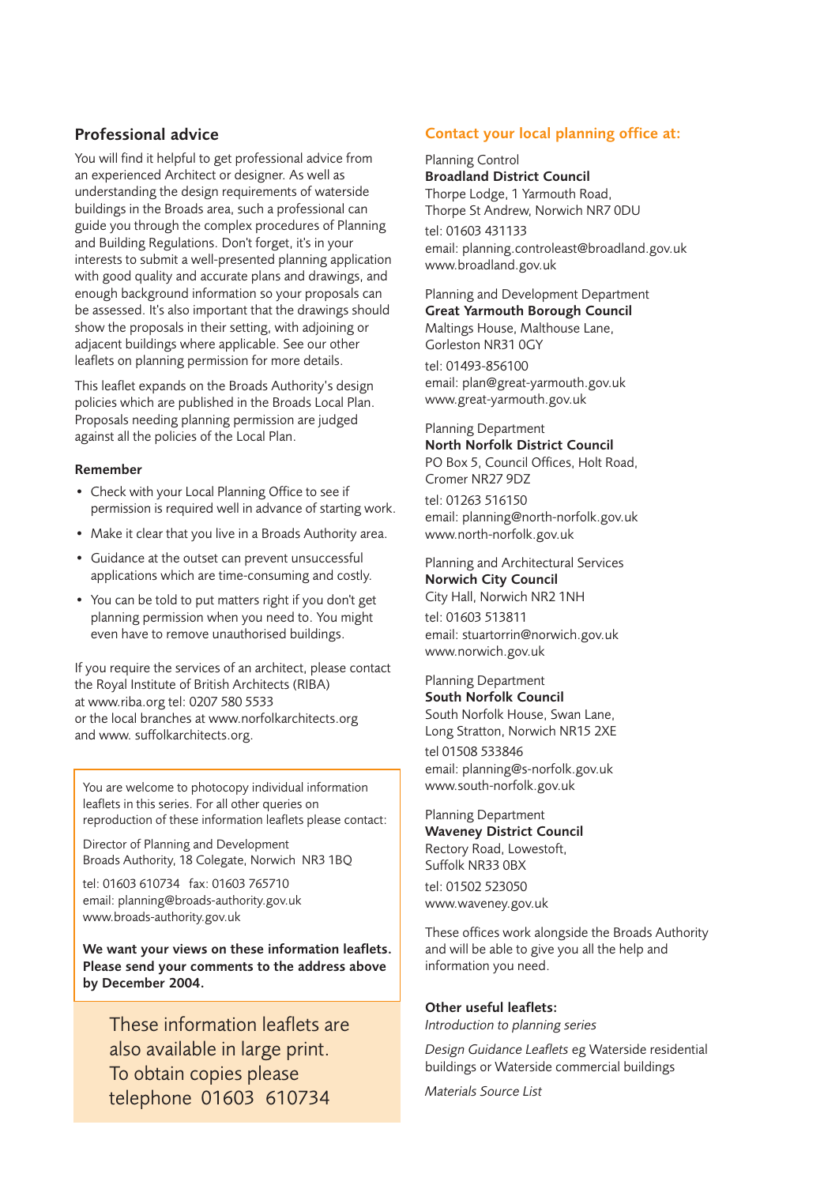## Professional advice

You will find it helpful to get professional advice from an experienced Architect or designer. As well as understanding the design requirements of waterside buildings in the Broads area, such a professional can guide you through the complex procedures of Planning and Building Regulations. Don't forget, it's in your interests to submit a well-presented planning application with good quality and accurate plans and drawings, and enough background information so your proposals can be assessed. It's also important that the drawings should show the proposals in their setting, with adjoining or adjacent buildings where applicable. See our other leaflets on planning permission for more details.

This leaflet expands on the Broads Authority's design policies which are published in the Broads Local Plan. Proposals needing planning permission are judged against all the policies of the Local Plan.

### Remember

- Check with your Local Planning Office to see if permission is required well in advance of starting work.
- Make it clear that you live in a Broads Authority area.
- Guidance at the outset can prevent unsuccessful applications which are time-consuming and costly.
- You can be told to put matters right if you don't get planning permission when you need to. You might even have to remove unauthorised buildings.

If you require the services of an architect, please contact the Royal Institute of British Architects (RIBA) at www.riba.org tel: 0207 580 5533 or the local branches at www.norfolkarchitects.org and www. suffolkarchitects.org.

You are welcome to photocopy individual information leaflets in this series. For all other queries on reproduction of these information leaflets please contact:

Director of Planning and Development
Broads Authority, 18 Colegate, Norwich NR3 1BQ

tel: 01603 610734 fax: 01603 765710
email: planning@broads-authority.gov.uk
www.broads-authority.gov.uk

**We want your views on these information leaflets. Please send your comments to the address above by December 2004.**

These information leaflets are also available in large print. To obtain copies please telephone 01603 610734

## Contact your local planning office at:

Planning Control
**Broadland District Council**
Thorpe Lodge, 1 Yarmouth Road,
Thorpe St Andrew, Norwich NR7 0DU
tel: 01603 431133
email: planning.controleast@broadland.gov.uk
www.broadland.gov.uk

Planning and Development Department
**Great Yarmouth Borough Council**
Maltings House, Malthouse Lane,
Gorleston NR31 0GY
tel: 01493-856100
email: plan@great-yarmouth.gov.uk
www.great-yarmouth.gov.uk

Planning Department
**North Norfolk District Council**
PO Box 5, Council Offices, Holt Road,
Cromer NR27 9DZ
tel: 01263 516150
email: planning@north-norfolk.gov.uk
www.north-norfolk.gov.uk

Planning and Architectural Services
**Norwich City Council**
City Hall, Norwich NR2 1NH
tel: 01603 513811
email: stuartorrin@norwich.gov.uk
www.norwich.gov.uk

Planning Department
**South Norfolk Council**
South Norfolk House, Swan Lane,
Long Stratton, Norwich NR15 2XE
tel 01508 533846
email: planning@s-norfolk.gov.uk
www.south-norfolk.gov.uk

Planning Department
**Waveney District Council**
Rectory Road, Lowestoft,
Suffolk NR33 0BX
tel: 01502 523050
www.waveney.gov.uk

These offices work alongside the Broads Authority and will be able to give you all the help and information you need.

**Other useful leaflets:**

*Introduction to planning series*

*Design Guidance Leaflets* eg Waterside residential buildings or Waterside commercial buildings

*Materials Source List*